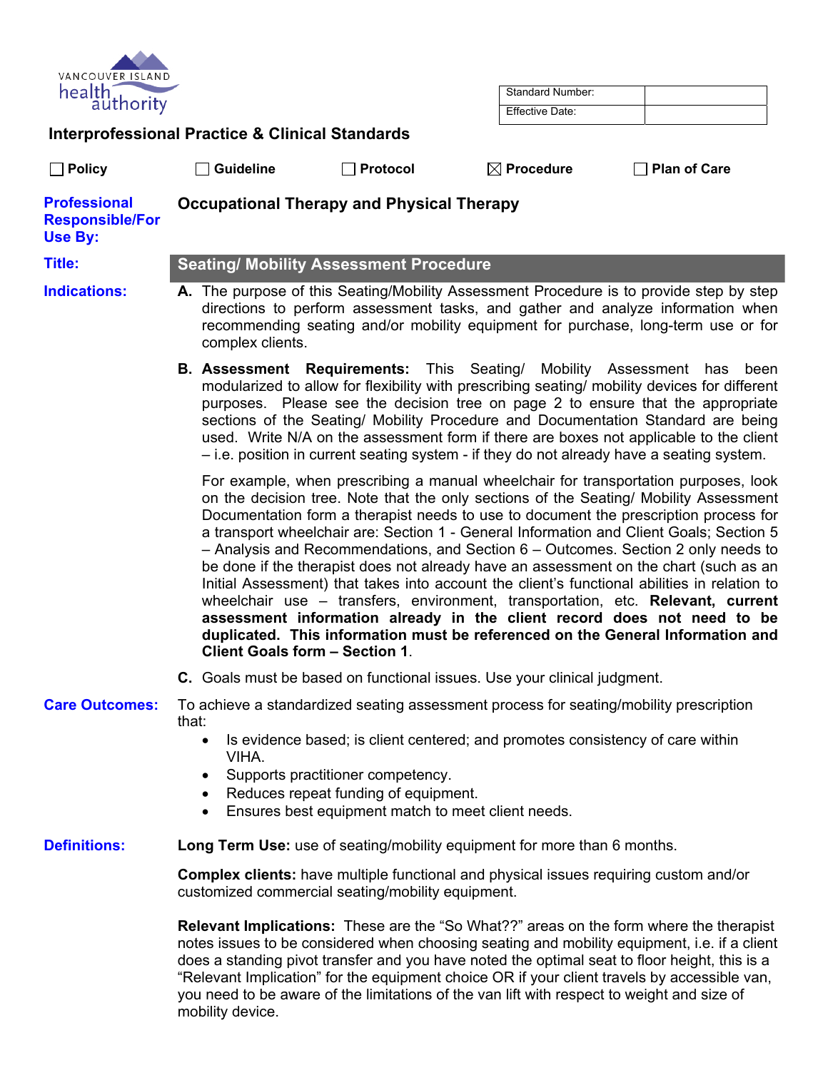VANCOUVER ISLAND health authority

| Standard Number: | |
|---|---|
| Effective Date: | |

## Interprofessional Practice & Clinical Standards

☐ Policy ☐ Guideline ☐ Protocol ☒ Procedure ☐ Plan of Care

**Professional Responsible/For Use By:** **Occupational Therapy and Physical Therapy**

**Title:** **Seating/ Mobility Assessment Procedure**

**Indications:**

**A.** The purpose of this Seating/Mobility Assessment Procedure is to provide step by step directions to perform assessment tasks, and gather and analyze information when recommending seating and/or mobility equipment for purchase, long-term use or for complex clients.

**B. Assessment Requirements:** This Seating/ Mobility Assessment has been modularized to allow for flexibility with prescribing seating/ mobility devices for different purposes. Please see the decision tree on page 2 to ensure that the appropriate sections of the Seating/ Mobility Procedure and Documentation Standard are being used. Write N/A on the assessment form if there are boxes not applicable to the client – i.e. position in current seating system - if they do not already have a seating system.

For example, when prescribing a manual wheelchair for transportation purposes, look on the decision tree. Note that the only sections of the Seating/ Mobility Assessment Documentation form a therapist needs to use to document the prescription process for a transport wheelchair are: Section 1 - General Information and Client Goals; Section 5 – Analysis and Recommendations, and Section 6 – Outcomes. Section 2 only needs to be done if the therapist does not already have an assessment on the chart (such as an Initial Assessment) that takes into account the client's functional abilities in relation to wheelchair use – transfers, environment, transportation, etc. **Relevant, current assessment information already in the client record does not need to be duplicated. This information must be referenced on the General Information and Client Goals form – Section 1**.

**C.** Goals must be based on functional issues. Use your clinical judgment.

**Care Outcomes:**

To achieve a standardized seating assessment process for seating/mobility prescription that:

- Is evidence based; is client centered; and promotes consistency of care within VIHA.
- Supports practitioner competency.
- Reduces repeat funding of equipment.
- Ensures best equipment match to meet client needs.

**Definitions:**

**Long Term Use:** use of seating/mobility equipment for more than 6 months.

**Complex clients:** have multiple functional and physical issues requiring custom and/or customized commercial seating/mobility equipment.

**Relevant Implications:** These are the "So What??" areas on the form where the therapist notes issues to be considered when choosing seating and mobility equipment, i.e. if a client does a standing pivot transfer and you have noted the optimal seat to floor height, this is a "Relevant Implication" for the equipment choice OR if your client travels by accessible van, you need to be aware of the limitations of the van lift with respect to weight and size of mobility device.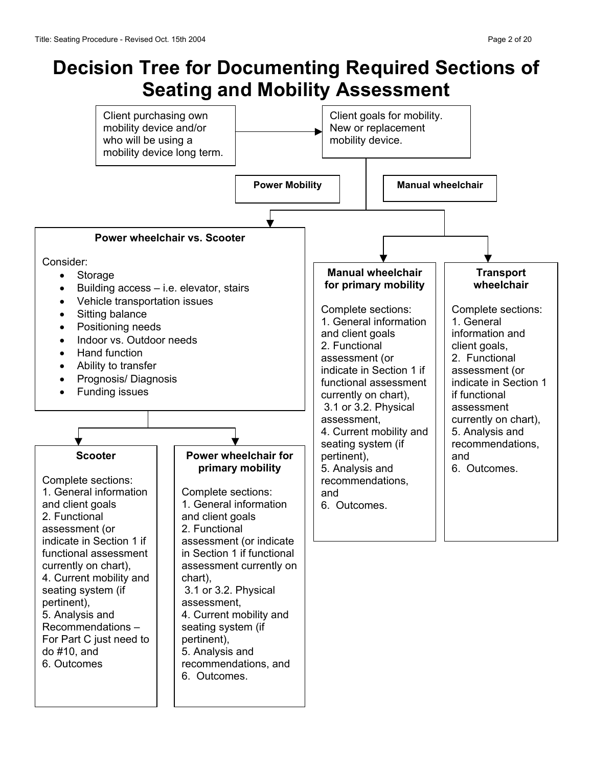# Decision Tree for Documenting Required Sections of Seating and Mobility Assessment

Client purchasing own mobility device and/or who will be using a mobility device long term.

→ Client goals for mobility. New or replacement mobility device.

**Power Mobility**

**Manual wheelchair**

## Power wheelchair vs. Scooter

Consider:

- Storage
- Building access – i.e. elevator, stairs
- Vehicle transportation issues
- Sitting balance
- Positioning needs
- Indoor vs. Outdoor needs
- Hand function
- Ability to transfer
- Prognosis/ Diagnosis
- Funding issues

### Scooter

Complete sections:
1. General information and client goals
2. Functional assessment (or indicate in Section 1 if functional assessment currently on chart),
4. Current mobility and seating system (if pertinent),
5. Analysis and Recommendations – For Part C just need to do #10, and
6. Outcomes

### Power wheelchair for primary mobility

Complete sections:
1. General information and client goals
2. Functional assessment (or indicate in Section 1 if functional assessment currently on chart),
3.1 or 3.2. Physical assessment,
4. Current mobility and seating system (if pertinent),
5. Analysis and recommendations, and
6. Outcomes.

### Manual wheelchair for primary mobility

Complete sections:
1. General information and client goals
2. Functional assessment (or indicate in Section 1 if functional assessment currently on chart),
3.1 or 3.2. Physical assessment,
4. Current mobility and seating system (if pertinent),
5. Analysis and recommendations, and
6. Outcomes.

### Transport wheelchair

Complete sections:
1. General information and client goals,
2. Functional assessment (or indicate in Section 1 if functional assessment currently on chart),
5. Analysis and recommendations, and
6. Outcomes.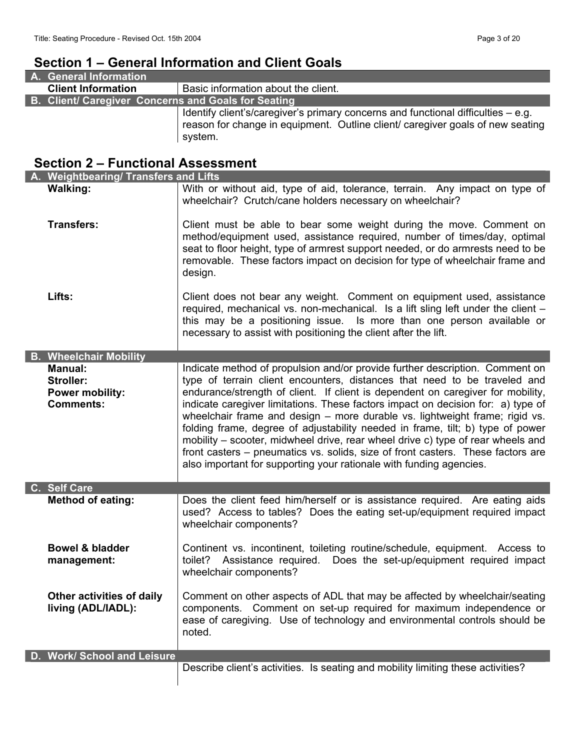## Section 1 – General Information and Client Goals

| **A. General Information** | |
|---|---|
| **Client Information** | Basic information about the client. |
| **B. Client/ Caregiver Concerns and Goals for Seating** | |
| | Identify client's/caregiver's primary concerns and functional difficulties – e.g. reason for change in equipment. Outline client/ caregiver goals of new seating system. |

## Section 2 – Functional Assessment

| **A. Weightbearing/ Transfers and Lifts** | |
|---|---|
| **Walking:** | With or without aid, type of aid, tolerance, terrain. Any impact on type of wheelchair? Crutch/cane holders necessary on wheelchair? |
| **Transfers:** | Client must be able to bear some weight during the move. Comment on method/equipment used, assistance required, number of times/day, optimal seat to floor height, type of armrest support needed, or do armrests need to be removable. These factors impact on decision for type of wheelchair frame and design. |
| **Lifts:** | Client does not bear any weight. Comment on equipment used, assistance required, mechanical vs. non-mechanical. Is a lift sling left under the client – this may be a positioning issue. Is more than one person available or necessary to assist with positioning the client after the lift. |
| **B. Wheelchair Mobility** | |
| **Manual:**<br>**Stroller:**<br>**Power mobility:**<br>**Comments:** | Indicate method of propulsion and/or provide further description. Comment on type of terrain client encounters, distances that need to be traveled and endurance/strength of client. If client is dependent on caregiver for mobility, indicate caregiver limitations. These factors impact on decision for: a) type of wheelchair frame and design – more durable vs. lightweight frame; rigid vs. folding frame, degree of adjustability needed in frame, tilt; b) type of power mobility – scooter, midwheel drive, rear wheel drive c) type of rear wheels and front casters – pneumatics vs. solids, size of front casters. These factors are also important for supporting your rationale with funding agencies. |
| **C. Self Care** | |
| **Method of eating:** | Does the client feed him/herself or is assistance required. Are eating aids used? Access to tables? Does the eating set-up/equipment required impact wheelchair components? |
| **Bowel & bladder management:** | Continent vs. incontinent, toileting routine/schedule, equipment. Access to toilet? Assistance required. Does the set-up/equipment required impact wheelchair components? |
| **Other activities of daily living (ADL/IADL):** | Comment on other aspects of ADL that may be affected by wheelchair/seating components. Comment on set-up required for maximum independence or ease of caregiving. Use of technology and environmental controls should be noted. |
| **D. Work/ School and Leisure** | |
| | Describe client's activities. Is seating and mobility limiting these activities? |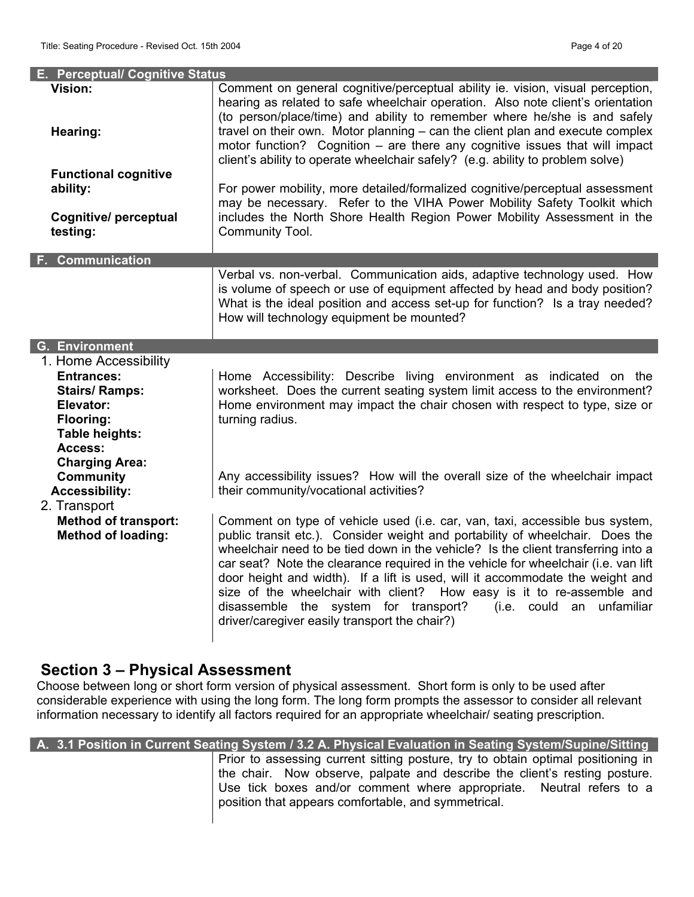## E. Perceptual/ Cognitive Status

| | |
|---|---|
| **Vision:**<br><br>**Hearing:**<br><br>**Functional cognitive ability:**<br><br>**Cognitive/ perceptual testing:** | Comment on general cognitive/perceptual ability ie. vision, visual perception, hearing as related to safe wheelchair operation. Also note client's orientation (to person/place/time) and ability to remember where he/she is and safely travel on their own. Motor planning – can the client plan and execute complex motor function? Cognition – are there any cognitive issues that will impact client's ability to operate wheelchair safely? (e.g. ability to problem solve)<br><br>For power mobility, more detailed/formalized cognitive/perceptual assessment may be necessary. Refer to the VIHA Power Mobility Safety Toolkit which includes the North Shore Health Region Power Mobility Assessment in the Community Tool. |

## F. Communication

| | |
|---|---|
| | Verbal vs. non-verbal. Communication aids, adaptive technology used. How is volume of speech or use of equipment affected by head and body position? What is the ideal position and access set-up for function? Is a tray needed? How will technology equipment be mounted? |

## G. Environment

| | |
|---|---|
| 1. Home Accessibility | |
| **Entrances:**<br>**Stairs/ Ramps:**<br>**Elevator:**<br>**Flooring:**<br>**Table heights:**<br>**Access:**<br>**Charging Area:** | Home Accessibility: Describe living environment as indicated on the worksheet. Does the current seating system limit access to the environment? Home environment may impact the chair chosen with respect to type, size or turning radius. |
| **Community Accessibility:** | Any accessibility issues? How will the overall size of the wheelchair impact their community/vocational activities? |
| 2. Transport | |
| **Method of transport:**<br>**Method of loading:** | Comment on type of vehicle used (i.e. car, van, taxi, accessible bus system, public transit etc.). Consider weight and portability of wheelchair. Does the wheelchair need to be tied down in the vehicle? Is the client transferring into a car seat? Note the clearance required in the vehicle for wheelchair (i.e. van lift door height and width). If a lift is used, will it accommodate the weight and size of the wheelchair with client? How easy is it to re-assemble and disassemble the system for transport? (i.e. could an unfamiliar driver/caregiver easily transport the chair?) |

# Section 3 – Physical Assessment

Choose between long or short form version of physical assessment. Short form is only to be used after considerable experience with using the long form. The long form prompts the assessor to consider all relevant information necessary to identify all factors required for an appropriate wheelchair/ seating prescription.

## A. 3.1 Position in Current Seating System / 3.2 A. Physical Evaluation in Seating System/Supine/Sitting

| | |
|---|---|
| | Prior to assessing current sitting posture, try to obtain optimal positioning in the chair. Now observe, palpate and describe the client's resting posture. Use tick boxes and/or comment where appropriate. Neutral refers to a position that appears comfortable, and symmetrical. |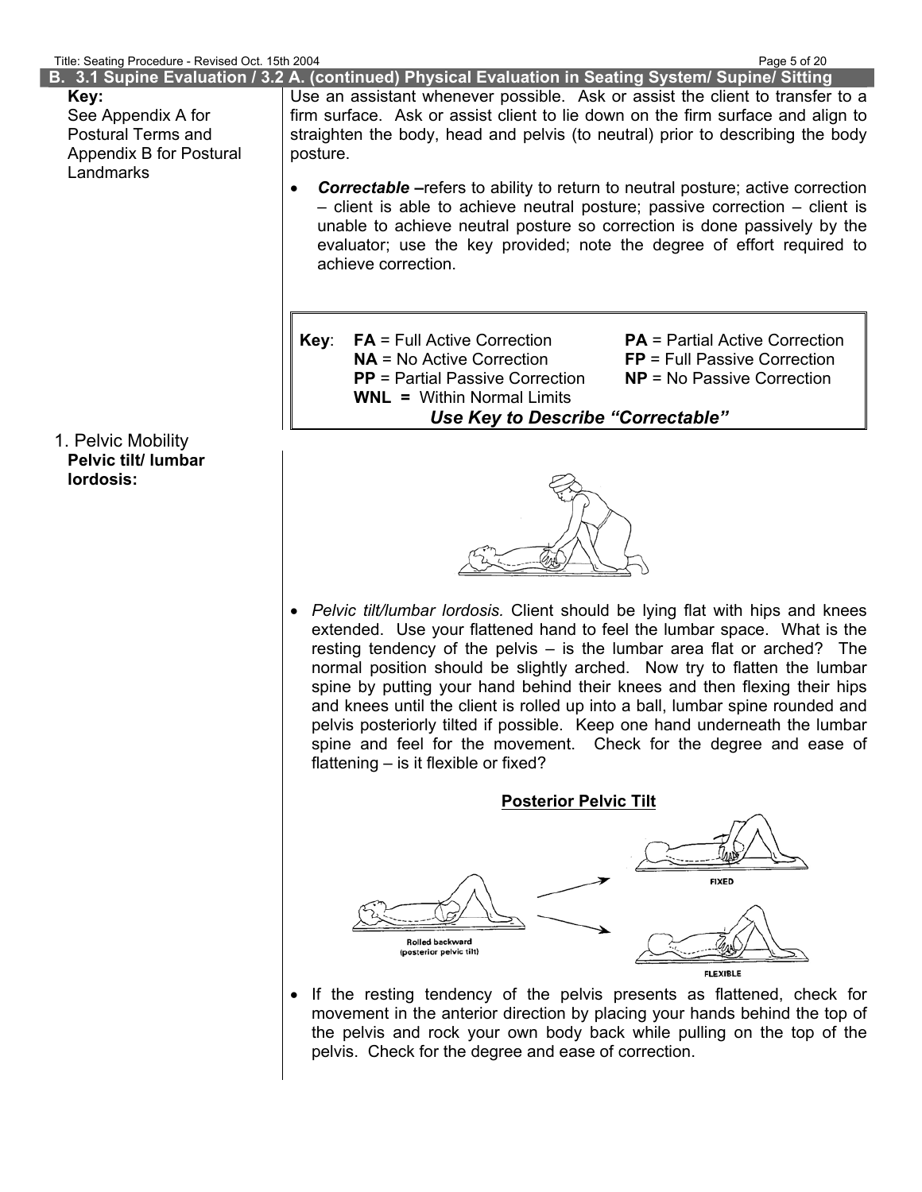## B. 3.1 Supine Evaluation / 3.2 A. (continued) Physical Evaluation in Seating System/ Supine/ Sitting

**Key:**
See Appendix A for Postural Terms and Appendix B for Postural Landmarks

Use an assistant whenever possible. Ask or assist the client to transfer to a firm surface. Ask or assist client to lie down on the firm surface and align to straighten the body, head and pelvis (to neutral) prior to describing the body posture.

- ***Correctable*** **–**refers to ability to return to neutral posture; active correction – client is able to achieve neutral posture; passive correction – client is unable to achieve neutral posture so correction is done passively by the evaluator; use the key provided; note the degree of effort required to achieve correction.

| **Key**: | |
|---|---|
| **FA** = Full Active Correction | **PA** = Partial Active Correction |
| **NA** = No Active Correction | **FP** = Full Passive Correction |
| **PP** = Partial Passive Correction | **NP** = No Passive Correction |
| **WNL** = Within Normal Limits | |

***Use Key to Describe "Correctable"***

1. Pelvic Mobility
**Pelvic tilt/ lumbar lordosis:**

- *Pelvic tilt/lumbar lordosis.* Client should be lying flat with hips and knees extended. Use your flattened hand to feel the lumbar space. What is the resting tendency of the pelvis – is the lumbar area flat or arched? The normal position should be slightly arched. Now try to flatten the lumbar spine by putting your hand behind their knees and then flexing their hips and knees until the client is rolled up into a ball, lumbar spine rounded and pelvis posteriorly tilted if possible. Keep one hand underneath the lumbar spine and feel for the movement. Check for the degree and ease of flattening – is it flexible or fixed?

**Posterior Pelvic Tilt**

Rolled backward (posterior pelvic tilt)

FIXED

FLEXIBLE

- If the resting tendency of the pelvis presents as flattened, check for movement in the anterior direction by placing your hands behind the top of the pelvis and rock your own body back while pulling on the top of the pelvis. Check for the degree and ease of correction.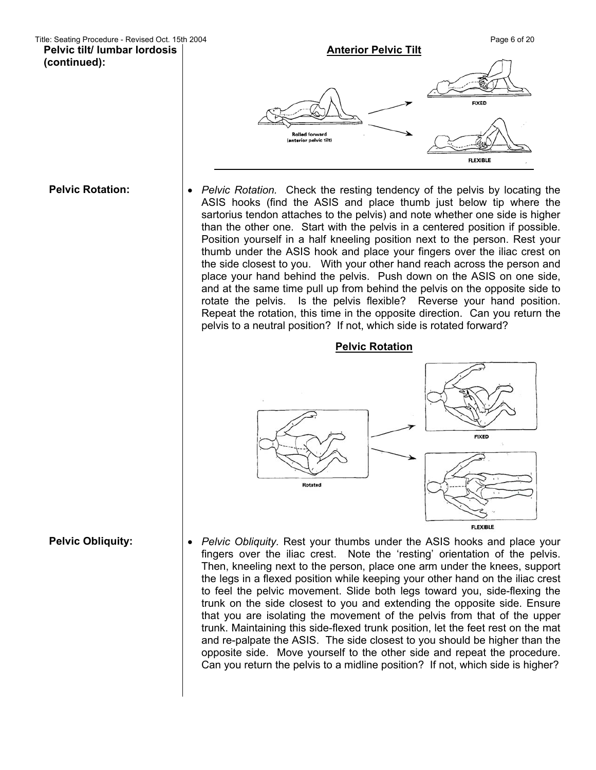**Pelvic tilt/ lumbar lordosis (continued):**

**Anterior Pelvic Tilt**

Rolled forward (anterior pelvic tilt)

FIXED

FLEXIBLE

**Pelvic Rotation:**

- *Pelvic Rotation.* Check the resting tendency of the pelvis by locating the ASIS hooks (find the ASIS and place thumb just below tip where the sartorius tendon attaches to the pelvis) and note whether one side is higher than the other one. Start with the pelvis in a centered position if possible. Position yourself in a half kneeling position next to the person. Rest your thumb under the ASIS hook and place your fingers over the iliac crest on the side closest to you. With your other hand reach across the person and place your hand behind the pelvis. Push down on the ASIS on one side, and at the same time pull up from behind the pelvis on the opposite side to rotate the pelvis. Is the pelvis flexible? Reverse your hand position. Repeat the rotation, this time in the opposite direction. Can you return the pelvis to a neutral position? If not, which side is rotated forward?

**Pelvic Rotation**

Rotated

FIXED

FLEXIBLE

**Pelvic Obliquity:**

- *Pelvic Obliquity.* Rest your thumbs under the ASIS hooks and place your fingers over the iliac crest. Note the 'resting' orientation of the pelvis. Then, kneeling next to the person, place one arm under the knees, support the legs in a flexed position while keeping your other hand on the iliac crest to feel the pelvic movement. Slide both legs toward you, side-flexing the trunk on the side closest to you and extending the opposite side. Ensure that you are isolating the movement of the pelvis from that of the upper trunk. Maintaining this side-flexed trunk position, let the feet rest on the mat and re-palpate the ASIS. The side closest to you should be higher than the opposite side. Move yourself to the other side and repeat the procedure. Can you return the pelvis to a midline position? If not, which side is higher?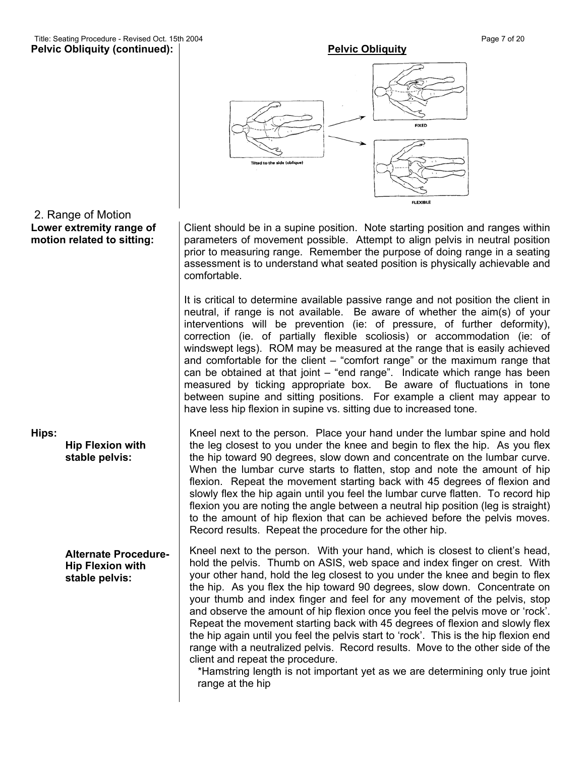**Pelvic Obliquity (continued):**

**Pelvic Obliquity**

Tilted to the side (oblique)

FIXED

FLEXIBLE

2. Range of Motion

**Lower extremity range of motion related to sitting:**

Client should be in a supine position. Note starting position and ranges within parameters of movement possible. Attempt to align pelvis in neutral position prior to measuring range. Remember the purpose of doing range in a seating assessment is to understand what seated position is physically achievable and comfortable.

It is critical to determine available passive range and not position the client in neutral, if range is not available. Be aware of whether the aim(s) of your interventions will be prevention (ie: of pressure, of further deformity), correction (ie. of partially flexible scoliosis) or accommodation (ie: of windswept legs). ROM may be measured at the range that is easily achieved and comfortable for the client – "comfort range" or the maximum range that can be obtained at that joint – "end range". Indicate which range has been measured by ticking appropriate box. Be aware of fluctuations in tone between supine and sitting positions. For example a client may appear to have less hip flexion in supine vs. sitting due to increased tone.

**Hips:**

**Hip Flexion with stable pelvis:**

Kneel next to the person. Place your hand under the lumbar spine and hold the leg closest to you under the knee and begin to flex the hip. As you flex the hip toward 90 degrees, slow down and concentrate on the lumbar curve. When the lumbar curve starts to flatten, stop and note the amount of hip flexion. Repeat the movement starting back with 45 degrees of flexion and slowly flex the hip again until you feel the lumbar curve flatten. To record hip flexion you are noting the angle between a neutral hip position (leg is straight) to the amount of hip flexion that can be achieved before the pelvis moves. Record results. Repeat the procedure for the other hip.

**Alternate Procedure-Hip Flexion with stable pelvis:**

Kneel next to the person. With your hand, which is closest to client's head, hold the pelvis. Thumb on ASIS, web space and index finger on crest. With your other hand, hold the leg closest to you under the knee and begin to flex the hip. As you flex the hip toward 90 degrees, slow down. Concentrate on your thumb and index finger and feel for any movement of the pelvis, stop and observe the amount of hip flexion once you feel the pelvis move or 'rock'. Repeat the movement starting back with 45 degrees of flexion and slowly flex the hip again until you feel the pelvis start to 'rock'. This is the hip flexion end range with a neutralized pelvis. Record results. Move to the other side of the client and repeat the procedure.

*Hamstring length is not important yet as we are determining only true joint range at the hip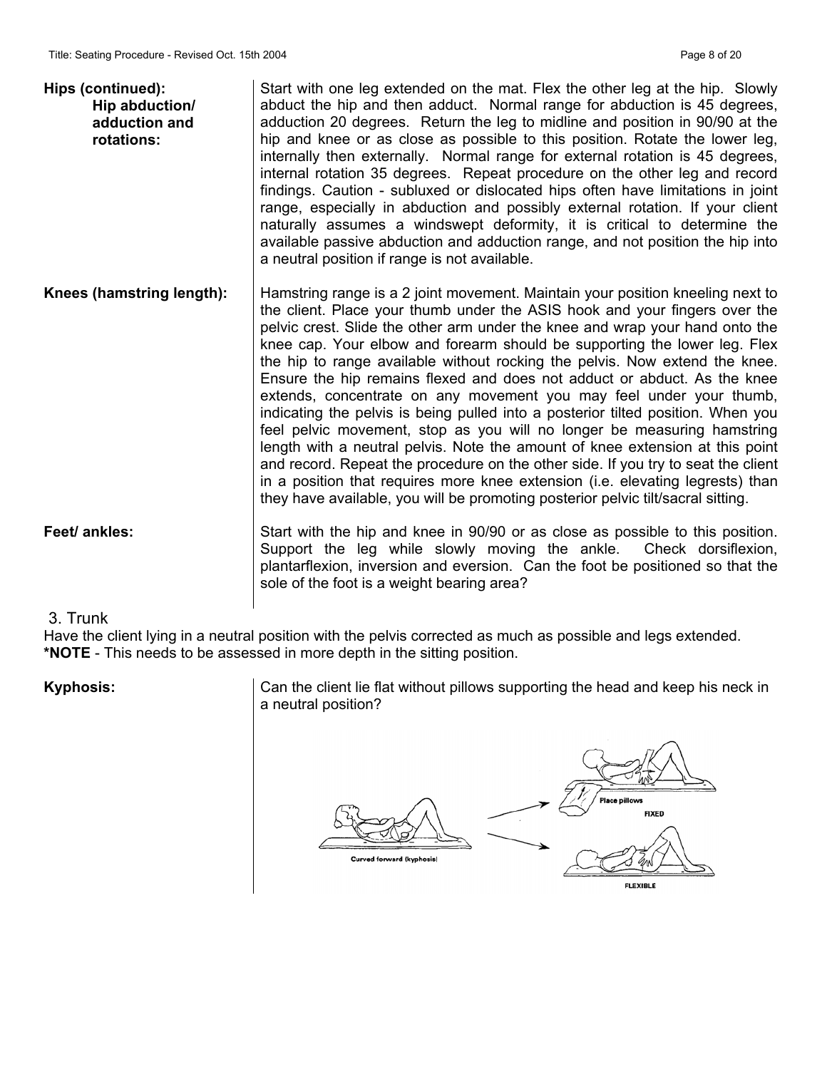**Hips (continued):**
**Hip abduction/ adduction and rotations:**

Start with one leg extended on the mat. Flex the other leg at the hip. Slowly abduct the hip and then adduct. Normal range for abduction is 45 degrees, adduction 20 degrees. Return the leg to midline and position in 90/90 at the hip and knee or as close as possible to this position. Rotate the lower leg, internally then externally. Normal range for external rotation is 45 degrees, internal rotation 35 degrees. Repeat procedure on the other leg and record findings. Caution - subluxed or dislocated hips often have limitations in joint range, especially in abduction and possibly external rotation. If your client naturally assumes a windswept deformity, it is critical to determine the available passive abduction and adduction range, and not position the hip into a neutral position if range is not available.

**Knees (hamstring length):**

Hamstring range is a 2 joint movement. Maintain your position kneeling next to the client. Place your thumb under the ASIS hook and your fingers over the pelvic crest. Slide the other arm under the knee and wrap your hand onto the knee cap. Your elbow and forearm should be supporting the lower leg. Flex the hip to range available without rocking the pelvis. Now extend the knee. Ensure the hip remains flexed and does not adduct or abduct. As the knee extends, concentrate on any movement you may feel under your thumb, indicating the pelvis is being pulled into a posterior tilted position. When you feel pelvic movement, stop as you will no longer be measuring hamstring length with a neutral pelvis. Note the amount of knee extension at this point and record. Repeat the procedure on the other side. If you try to seat the client in a position that requires more knee extension (i.e. elevating legrests) than they have available, you will be promoting posterior pelvic tilt/sacral sitting.

**Feet/ ankles:**

Start with the hip and knee in 90/90 or as close as possible to this position. Support the leg while slowly moving the ankle. Check dorsiflexion, plantarflexion, inversion and eversion. Can the foot be positioned so that the sole of the foot is a weight bearing area?

## 3. Trunk

Have the client lying in a neutral position with the pelvis corrected as much as possible and legs extended.
***NOTE** - This needs to be assessed in more depth in the sitting position.

**Kyphosis:**

Can the client lie flat without pillows supporting the head and keep his neck in a neutral position?

Curved forward (kyphosis) → Place pillows FIXED / FLEXIBLE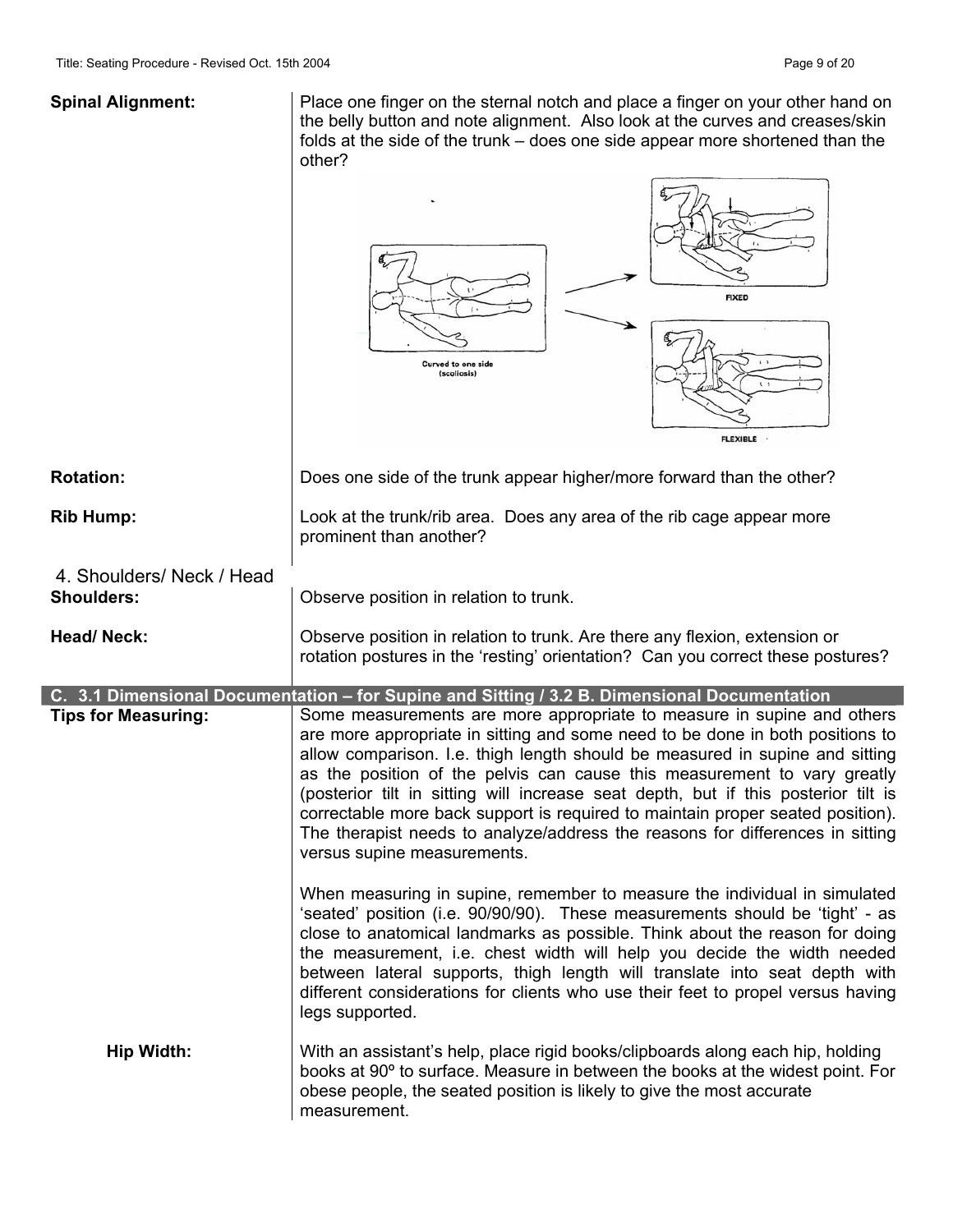**Spinal Alignment:** Place one finger on the sternal notch and place a finger on your other hand on the belly button and note alignment. Also look at the curves and creases/skin folds at the side of the trunk – does one side appear more shortened than the other?

Curved to one side (scoliosis)

FIXED

FLEXIBLE

**Rotation:** Does one side of the trunk appear higher/more forward than the other?

**Rib Hump:** Look at the trunk/rib area. Does any area of the rib cage appear more prominent than another?

4. Shoulders/ Neck / Head

**Shoulders:** Observe position in relation to trunk.

**Head/ Neck:** Observe position in relation to trunk. Are there any flexion, extension or rotation postures in the 'resting' orientation? Can you correct these postures?

## C. 3.1 Dimensional Documentation – for Supine and Sitting / 3.2 B. Dimensional Documentation

**Tips for Measuring:** Some measurements are more appropriate to measure in supine and others are more appropriate in sitting and some need to be done in both positions to allow comparison. I.e. thigh length should be measured in supine and sitting as the position of the pelvis can cause this measurement to vary greatly (posterior tilt in sitting will increase seat depth, but if this posterior tilt is correctable more back support is required to maintain proper seated position). The therapist needs to analyze/address the reasons for differences in sitting versus supine measurements.

When measuring in supine, remember to measure the individual in simulated 'seated' position (i.e. 90/90/90). These measurements should be 'tight' - as close to anatomical landmarks as possible. Think about the reason for doing the measurement, i.e. chest width will help you decide the width needed between lateral supports, thigh length will translate into seat depth with different considerations for clients who use their feet to propel versus having legs supported.

**Hip Width:** With an assistant's help, place rigid books/clipboards along each hip, holding books at 90º to surface. Measure in between the books at the widest point. For obese people, the seated position is likely to give the most accurate measurement.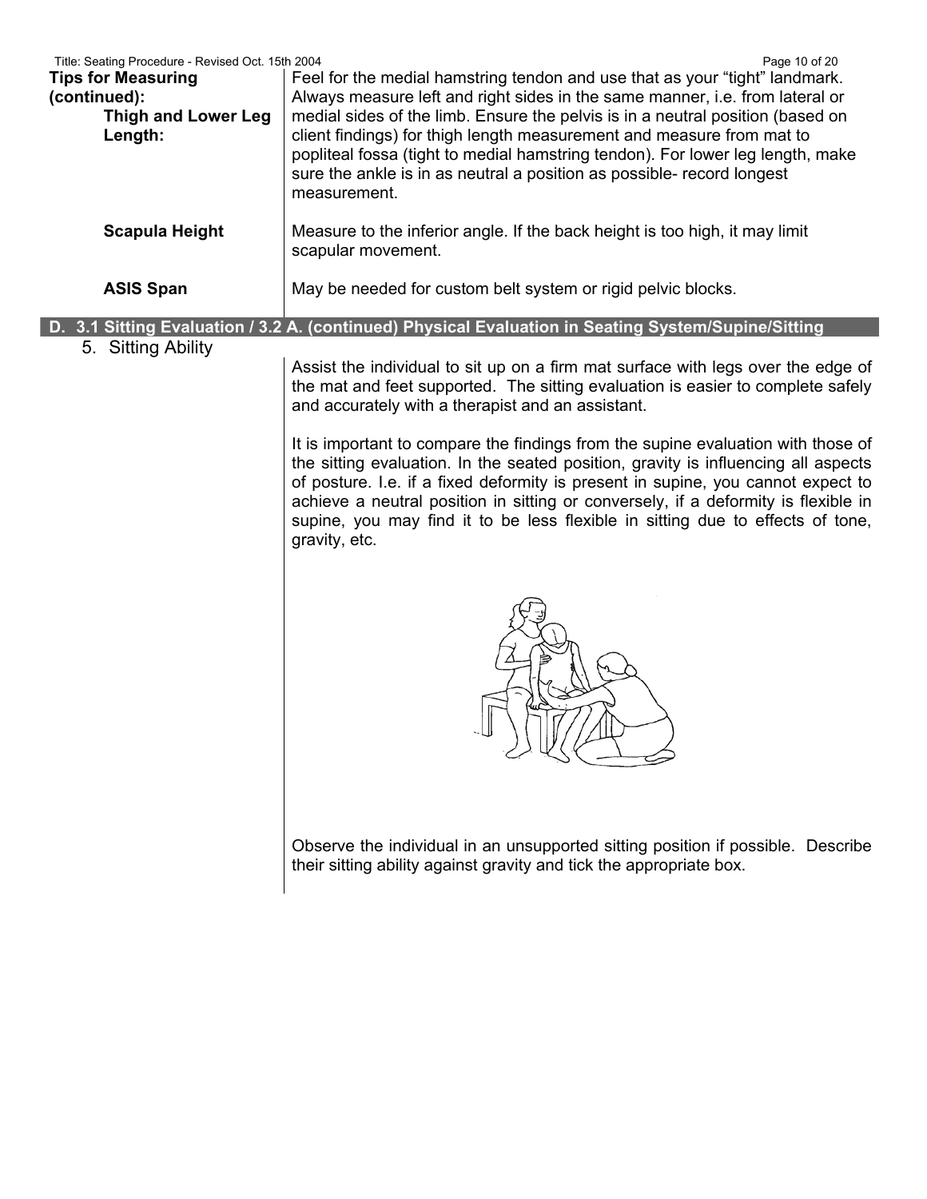**Tips for Measuring (continued):**

**Thigh and Lower Leg Length:**

Feel for the medial hamstring tendon and use that as your "tight" landmark. Always measure left and right sides in the same manner, i.e. from lateral or medial sides of the limb. Ensure the pelvis is in a neutral position (based on client findings) for thigh length measurement and measure from mat to popliteal fossa (tight to medial hamstring tendon). For lower leg length, make sure the ankle is in as neutral a position as possible- record longest measurement.

**Scapula Height**

Measure to the inferior angle. If the back height is too high, it may limit scapular movement.

**ASIS Span**

May be needed for custom belt system or rigid pelvic blocks.

## D. 3.1 Sitting Evaluation / 3.2 A. (continued) Physical Evaluation in Seating System/Supine/Sitting

5. Sitting Ability

Assist the individual to sit up on a firm mat surface with legs over the edge of the mat and feet supported. The sitting evaluation is easier to complete safely and accurately with a therapist and an assistant.

It is important to compare the findings from the supine evaluation with those of the sitting evaluation. In the seated position, gravity is influencing all aspects of posture. I.e. if a fixed deformity is present in supine, you cannot expect to achieve a neutral position in sitting or conversely, if a deformity is flexible in supine, you may find it to be less flexible in sitting due to effects of tone, gravity, etc.

Observe the individual in an unsupported sitting position if possible. Describe their sitting ability against gravity and tick the appropriate box.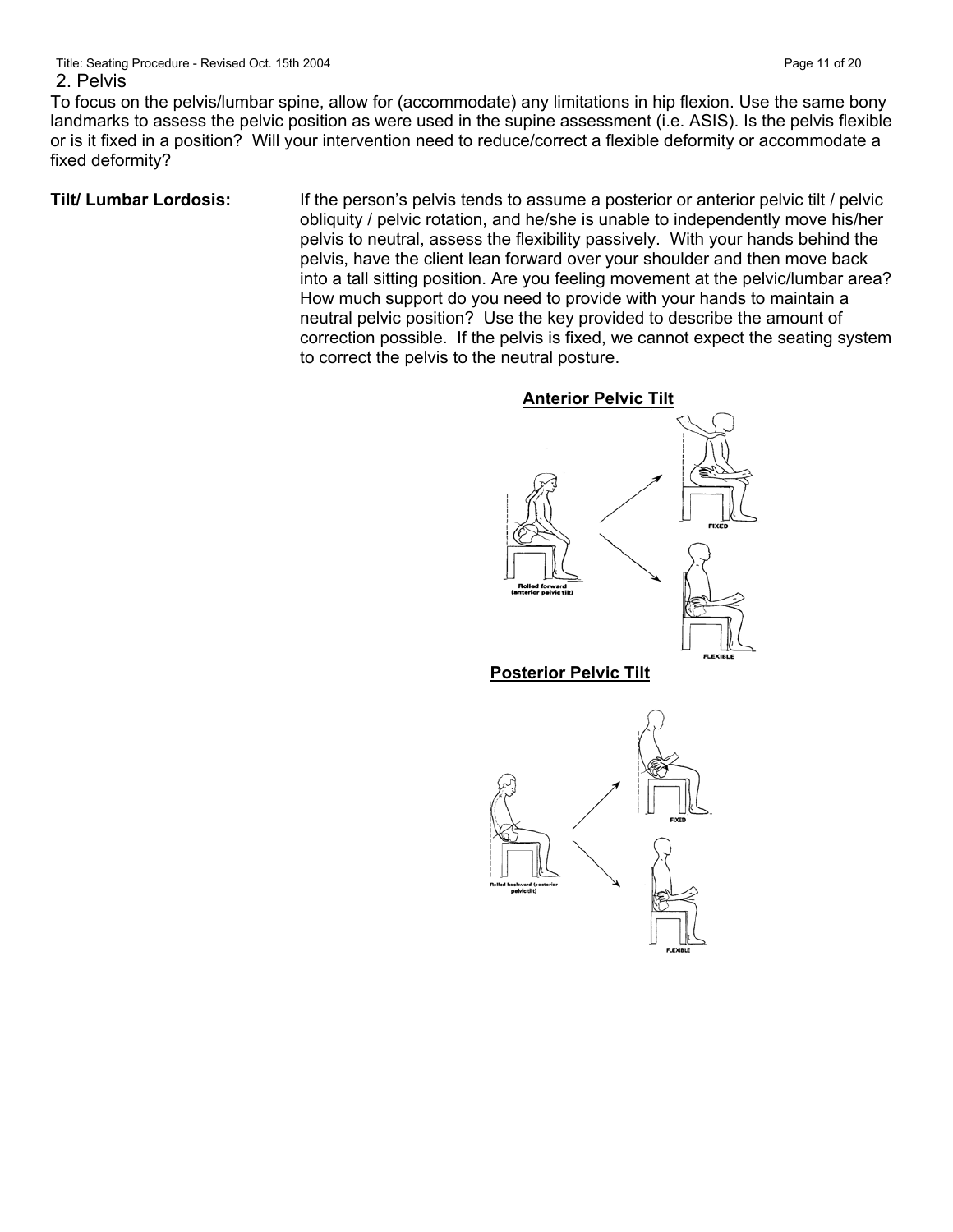## 2. Pelvis

To focus on the pelvis/lumbar spine, allow for (accommodate) any limitations in hip flexion. Use the same bony landmarks to assess the pelvic position as were used in the supine assessment (i.e. ASIS). Is the pelvis flexible or is it fixed in a position? Will your intervention need to reduce/correct a flexible deformity or accommodate a fixed deformity?

**Tilt/ Lumbar Lordosis:**

If the person's pelvis tends to assume a posterior or anterior pelvic tilt / pelvic obliquity / pelvic rotation, and he/she is unable to independently move his/her pelvis to neutral, assess the flexibility passively. With your hands behind the pelvis, have the client lean forward over your shoulder and then move back into a tall sitting position. Are you feeling movement at the pelvic/lumbar area? How much support do you need to provide with your hands to maintain a neutral pelvic position? Use the key provided to describe the amount of correction possible. If the pelvis is fixed, we cannot expect the seating system to correct the pelvis to the neutral posture.

**Anterior Pelvic Tilt**

Rolled forward (anterior pelvic tilt)

FIXED

FLEXIBLE

**Posterior Pelvic Tilt**

Rolled backward (posterior pelvic tilt)

FIXED

FLEXIBLE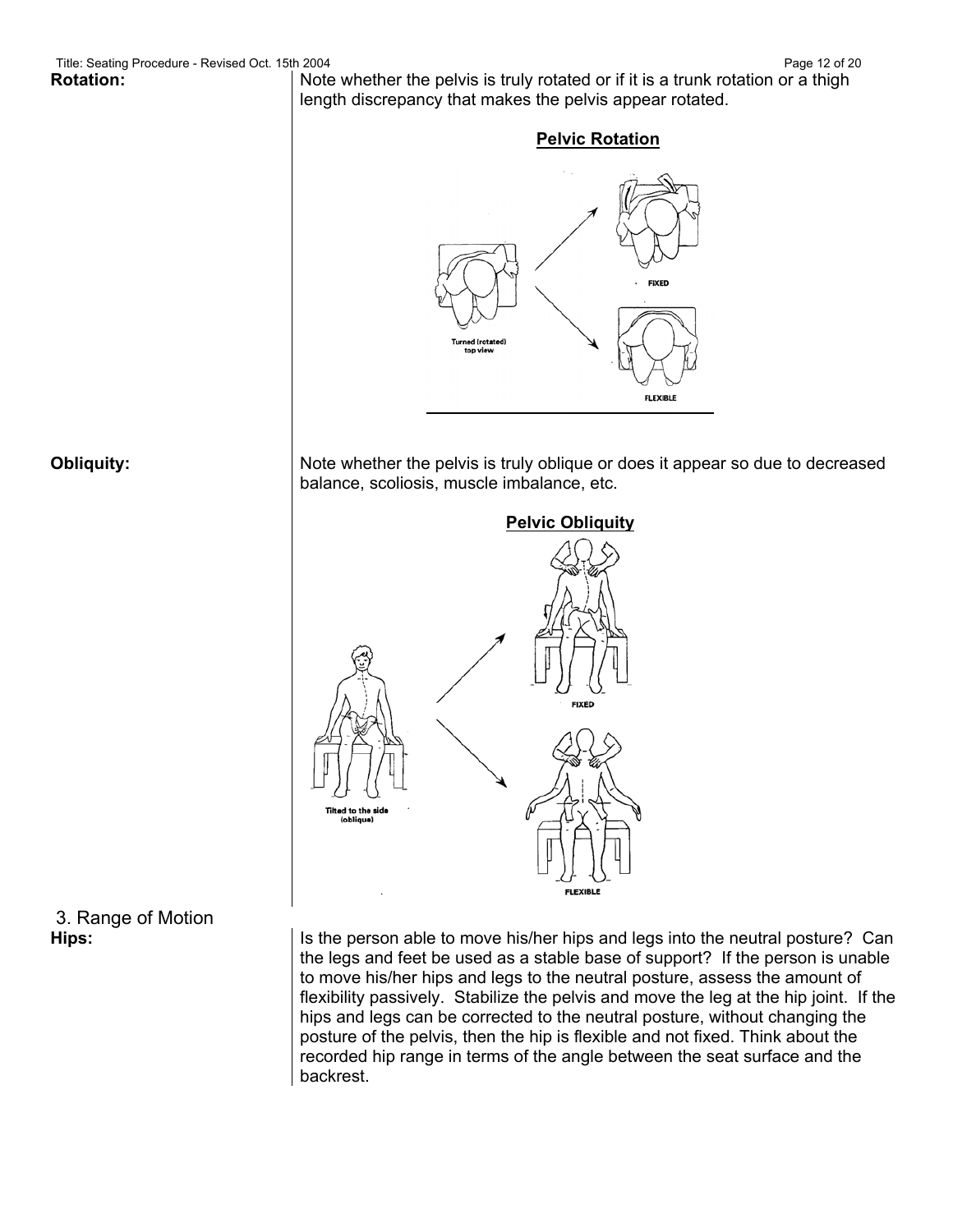**Rotation:** Note whether the pelvis is truly rotated or if it is a trunk rotation or a thigh length discrepancy that makes the pelvis appear rotated.

**Pelvic Rotation**

Turned (rotated) top view

FIXED

FLEXIBLE

**Obliquity:** Note whether the pelvis is truly oblique or does it appear so due to decreased balance, scoliosis, muscle imbalance, etc.

**Pelvic Obliquity**

Tilted to the side (oblique)

FIXED

FLEXIBLE

3. Range of Motion

**Hips:** Is the person able to move his/her hips and legs into the neutral posture? Can the legs and feet be used as a stable base of support? If the person is unable to move his/her hips and legs to the neutral posture, assess the amount of flexibility passively. Stabilize the pelvis and move the leg at the hip joint. If the hips and legs can be corrected to the neutral posture, without changing the posture of the pelvis, then the hip is flexible and not fixed. Think about the recorded hip range in terms of the angle between the seat surface and the backrest.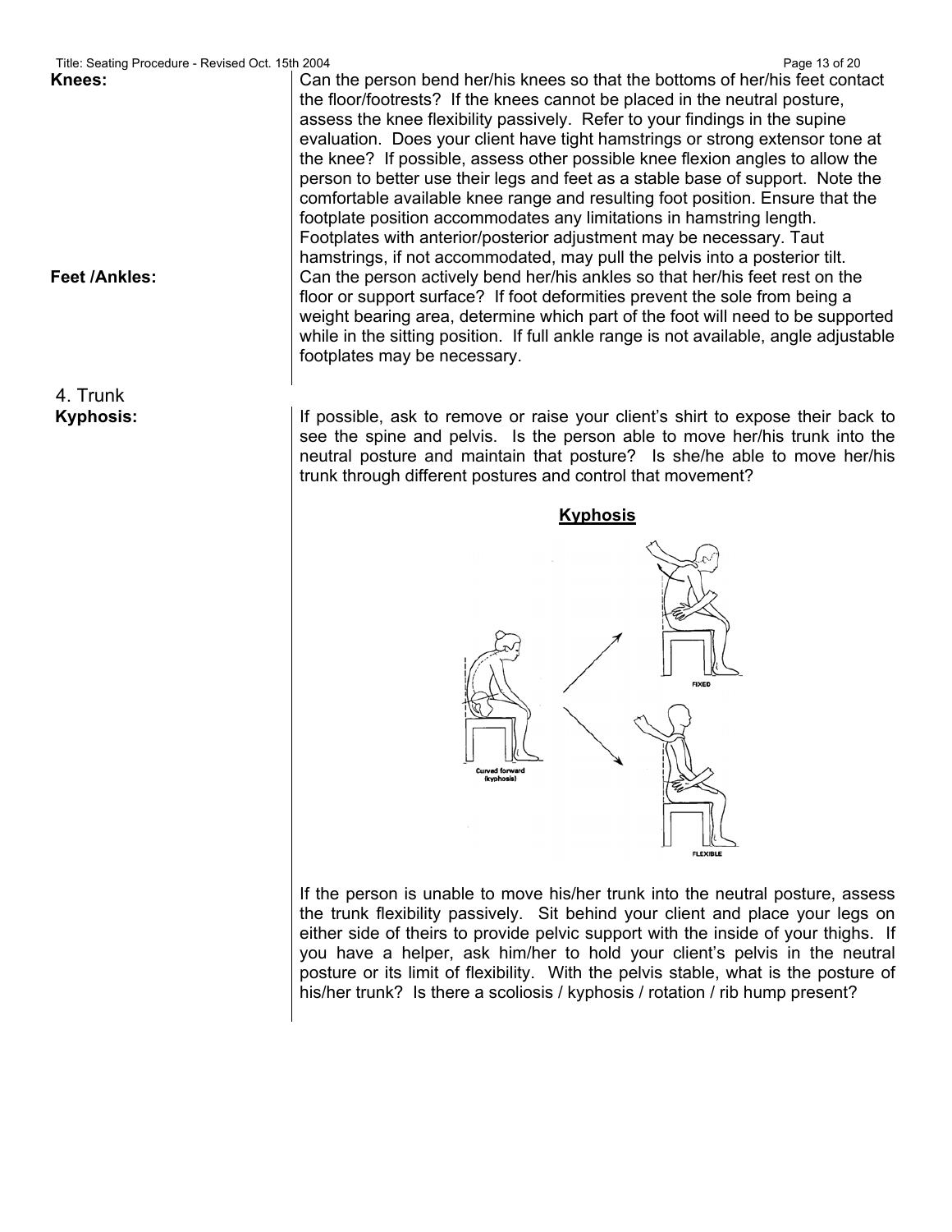**Knees:**

Can the person bend her/his knees so that the bottoms of her/his feet contact the floor/footrests? If the knees cannot be placed in the neutral posture, assess the knee flexibility passively. Refer to your findings in the supine evaluation. Does your client have tight hamstrings or strong extensor tone at the knee? If possible, assess other possible knee flexion angles to allow the person to better use their legs and feet as a stable base of support. Note the comfortable available knee range and resulting foot position. Ensure that the footplate position accommodates any limitations in hamstring length. Footplates with anterior/posterior adjustment may be necessary. Taut hamstrings, if not accommodated, may pull the pelvis into a posterior tilt.

**Feet /Ankles:**

Can the person actively bend her/his ankles so that her/his feet rest on the floor or support surface? If foot deformities prevent the sole from being a weight bearing area, determine which part of the foot will need to be supported while in the sitting position. If full ankle range is not available, angle adjustable footplates may be necessary.

## 4. Trunk

**Kyphosis:**

If possible, ask to remove or raise your client's shirt to expose their back to see the spine and pelvis. Is the person able to move her/his trunk into the neutral posture and maintain that posture? Is she/he able to move her/his trunk through different postures and control that movement?

**Kyphosis**

Curved forward (kyphosis)

FIXED

FLEXIBLE

If the person is unable to move his/her trunk into the neutral posture, assess the trunk flexibility passively. Sit behind your client and place your legs on either side of theirs to provide pelvic support with the inside of your thighs. If you have a helper, ask him/her to hold your client's pelvis in the neutral posture or its limit of flexibility. With the pelvis stable, what is the posture of his/her trunk? Is there a scoliosis / kyphosis / rotation / rib hump present?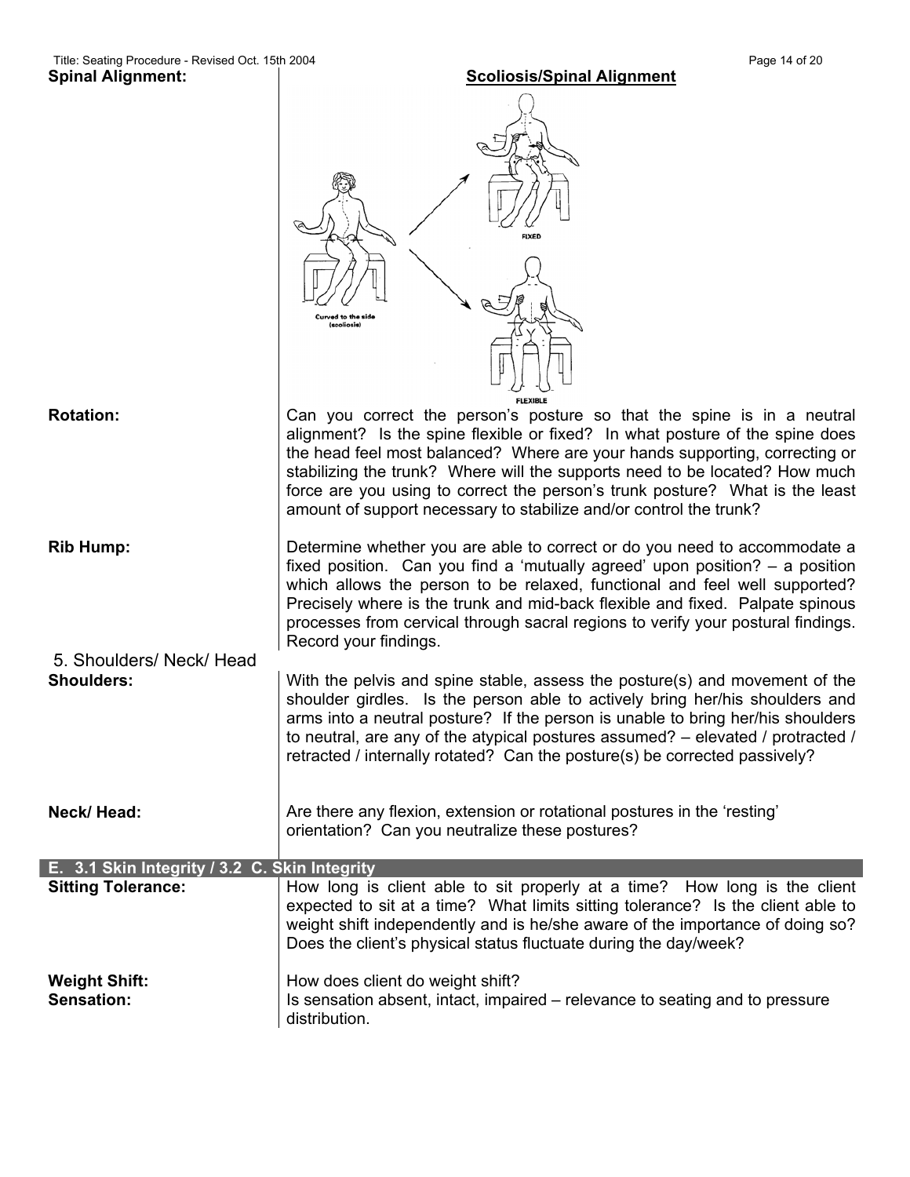**Spinal Alignment:**

**Scoliosis/Spinal Alignment**

Curved to the side (scoliosis)

FIXED

FLEXIBLE

**Rotation:**

Can you correct the person's posture so that the spine is in a neutral alignment? Is the spine flexible or fixed? In what posture of the spine does the head feel most balanced? Where are your hands supporting, correcting or stabilizing the trunk? Where will the supports need to be located? How much force are you using to correct the person's trunk posture? What is the least amount of support necessary to stabilize and/or control the trunk?

**Rib Hump:**

Determine whether you are able to correct or do you need to accommodate a fixed position. Can you find a 'mutually agreed' upon position? – a position which allows the person to be relaxed, functional and feel well supported? Precisely where is the trunk and mid-back flexible and fixed. Palpate spinous processes from cervical through sacral regions to verify your postural findings. Record your findings.

5. Shoulders/ Neck/ Head

**Shoulders:**

With the pelvis and spine stable, assess the posture(s) and movement of the shoulder girdles. Is the person able to actively bring her/his shoulders and arms into a neutral posture? If the person is unable to bring her/his shoulders to neutral, are any of the atypical postures assumed? – elevated / protracted / retracted / internally rotated? Can the posture(s) be corrected passively?

**Neck/ Head:**

Are there any flexion, extension or rotational postures in the 'resting' orientation? Can you neutralize these postures?

## E. 3.1 Skin Integrity / 3.2 C. Skin Integrity

**Sitting Tolerance:**

How long is client able to sit properly at a time? How long is the client expected to sit at a time? What limits sitting tolerance? Is the client able to weight shift independently and is he/she aware of the importance of doing so? Does the client's physical status fluctuate during the day/week?

**Weight Shift:**

How does client do weight shift?

**Sensation:**

Is sensation absent, intact, impaired – relevance to seating and to pressure distribution.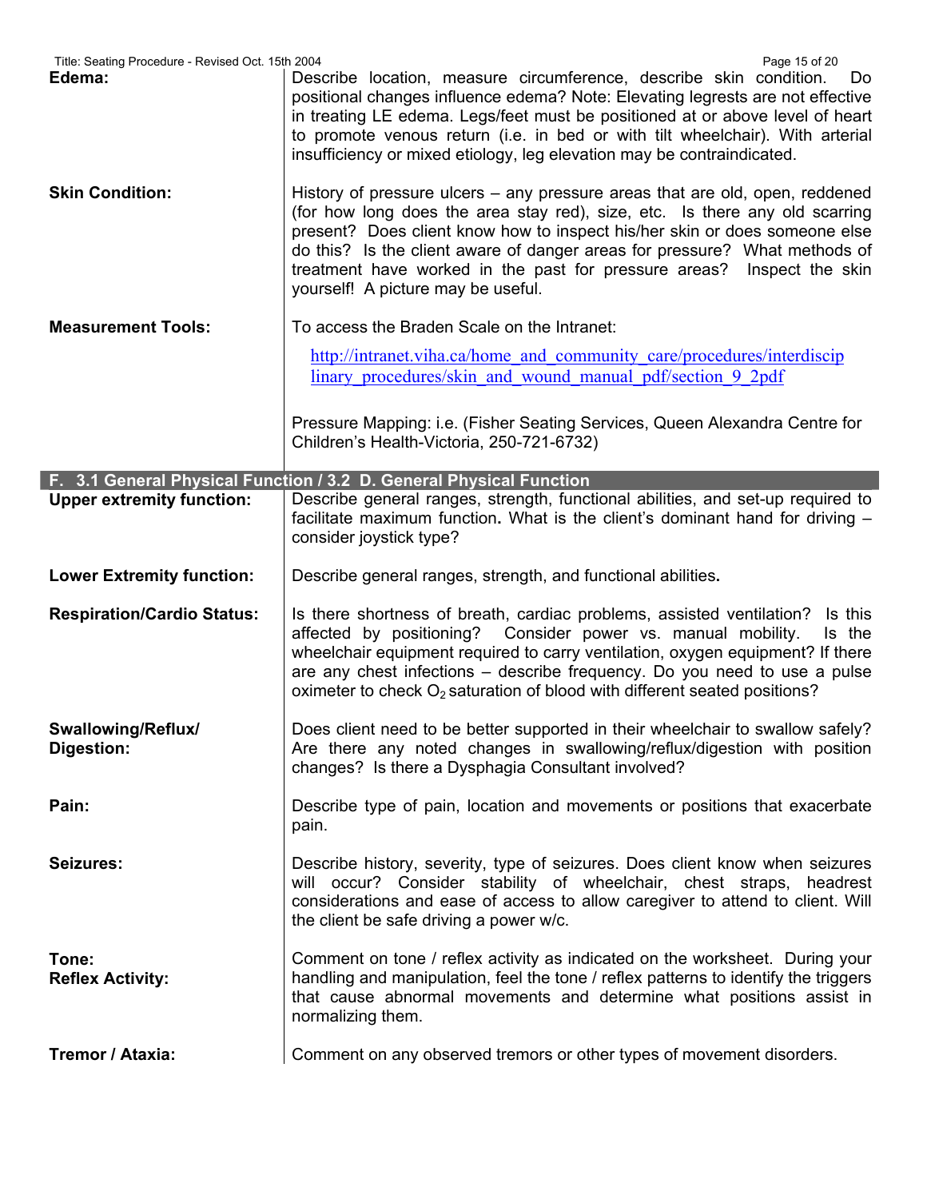**Edema:** Describe location, measure circumference, describe skin condition. Do positional changes influence edema? Note: Elevating legrests are not effective in treating LE edema. Legs/feet must be positioned at or above level of heart to promote venous return (i.e. in bed or with tilt wheelchair). With arterial insufficiency or mixed etiology, leg elevation may be contraindicated.

**Skin Condition:** History of pressure ulcers – any pressure areas that are old, open, reddened (for how long does the area stay red), size, etc. Is there any old scarring present? Does client know how to inspect his/her skin or does someone else do this? Is the client aware of danger areas for pressure? What methods of treatment have worked in the past for pressure areas? Inspect the skin yourself! A picture may be useful.

**Measurement Tools:** To access the Braden Scale on the Intranet:

http://intranet.viha.ca/home_and_community_care/procedures/interdisciplinary_procedures/skin_and_wound_manual_pdf/section_9_2pdf

Pressure Mapping: i.e. (Fisher Seating Services, Queen Alexandra Centre for Children's Health-Victoria, 250-721-6732)

## F. 3.1 General Physical Function / 3.2 D. General Physical Function

**Upper extremity function:** Describe general ranges, strength, functional abilities, and set-up required to facilitate maximum function**.** What is the client's dominant hand for driving – consider joystick type?

**Lower Extremity function:** Describe general ranges, strength, and functional abilities**.**

**Respiration/Cardio Status:** Is there shortness of breath, cardiac problems, assisted ventilation? Is this affected by positioning? Consider power vs. manual mobility. Is the wheelchair equipment required to carry ventilation, oxygen equipment? If there are any chest infections – describe frequency. Do you need to use a pulse oximeter to check $O_2$ saturation of blood with different seated positions?

**Swallowing/Reflux/ Digestion:** Does client need to be better supported in their wheelchair to swallow safely? Are there any noted changes in swallowing/reflux/digestion with position changes? Is there a Dysphagia Consultant involved?

**Pain:** Describe type of pain, location and movements or positions that exacerbate pain.

**Seizures:** Describe history, severity, type of seizures. Does client know when seizures will occur? Consider stability of wheelchair, chest straps, headrest considerations and ease of access to allow caregiver to attend to client. Will the client be safe driving a power w/c.

**Tone: Reflex Activity:** Comment on tone / reflex activity as indicated on the worksheet. During your handling and manipulation, feel the tone / reflex patterns to identify the triggers that cause abnormal movements and determine what positions assist in normalizing them.

**Tremor / Ataxia:** Comment on any observed tremors or other types of movement disorders.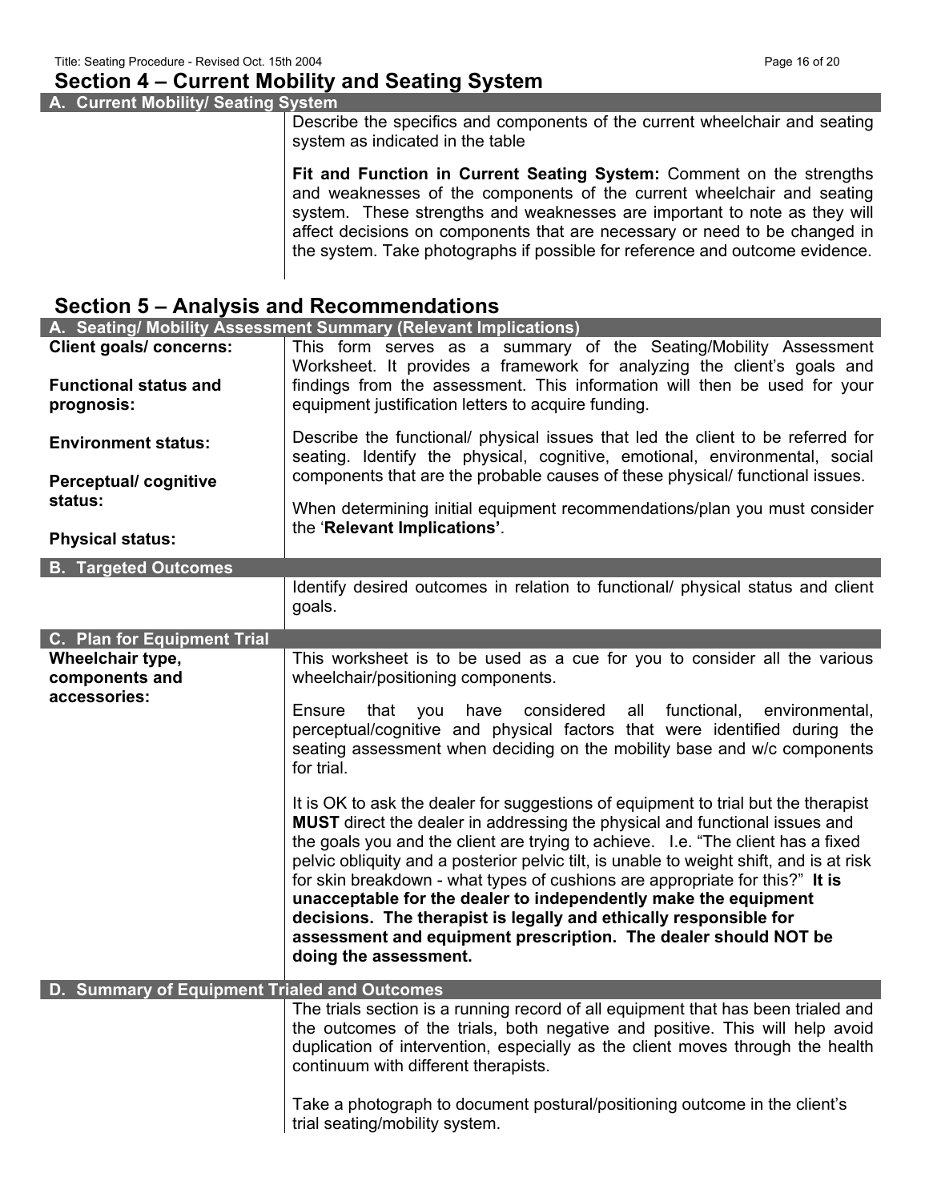## Section 4 – Current Mobility and Seating System

| A. Current Mobility/ Seating System | |
|---|---|
| | Describe the specifics and components of the current wheelchair and seating system as indicated in the table<br><br>**Fit and Function in Current Seating System:** Comment on the strengths and weaknesses of the components of the current wheelchair and seating system. These strengths and weaknesses are important to note as they will affect decisions on components that are necessary or need to be changed in the system. Take photographs if possible for reference and outcome evidence. |

## Section 5 – Analysis and Recommendations

| A. Seating/ Mobility Assessment Summary (Relevant Implications) | |
|---|---|
| **Client goals/ concerns:**<br><br>**Functional status and prognosis:**<br><br>**Environment status:**<br><br>**Perceptual/ cognitive status:**<br><br>**Physical status:** | This form serves as a summary of the Seating/Mobility Assessment Worksheet. It provides a framework for analyzing the client's goals and findings from the assessment. This information will then be used for your equipment justification letters to acquire funding.<br><br>Describe the functional/ physical issues that led the client to be referred for seating. Identify the physical, cognitive, emotional, environmental, social components that are the probable causes of these physical/ functional issues.<br><br>When determining initial equipment recommendations/plan you must consider the '**Relevant Implications'**. |
| **B. Targeted Outcomes** | |
| | Identify desired outcomes in relation to functional/ physical status and client goals. |
| **C. Plan for Equipment Trial** | |
| **Wheelchair type, components and accessories:** | This worksheet is to be used as a cue for you to consider all the various wheelchair/positioning components.<br><br>Ensure that you have considered all functional, environmental, perceptual/cognitive and physical factors that were identified during the seating assessment when deciding on the mobility base and w/c components for trial.<br><br>It is OK to ask the dealer for suggestions of equipment to trial but the therapist **MUST** direct the dealer in addressing the physical and functional issues and the goals you and the client are trying to achieve. I.e. "The client has a fixed pelvic obliquity and a posterior pelvic tilt, is unable to weight shift, and is at risk for skin breakdown - what types of cushions are appropriate for this?" **It is unacceptable for the dealer to independently make the equipment decisions. The therapist is legally and ethically responsible for assessment and equipment prescription. The dealer should NOT be doing the assessment.** |
| **D. Summary of Equipment Trialed and Outcomes** | |
| | The trials section is a running record of all equipment that has been trialed and the outcomes of the trials, both negative and positive. This will help avoid duplication of intervention, especially as the client moves through the health continuum with different therapists.<br><br>Take a photograph to document postural/positioning outcome in the client's trial seating/mobility system. |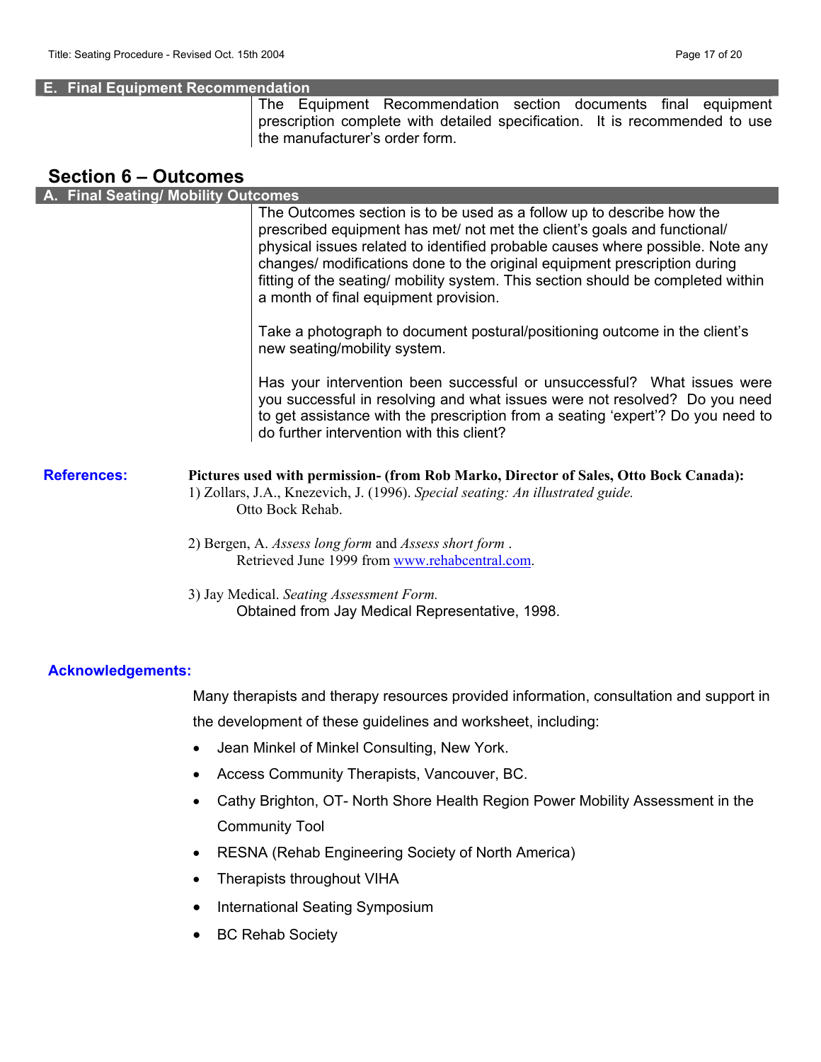### E. Final Equipment Recommendation

The Equipment Recommendation section documents final equipment prescription complete with detailed specification. It is recommended to use the manufacturer's order form.

## Section 6 – Outcomes

### A. Final Seating/ Mobility Outcomes

The Outcomes section is to be used as a follow up to describe how the prescribed equipment has met/ not met the client's goals and functional/ physical issues related to identified probable causes where possible. Note any changes/ modifications done to the original equipment prescription during fitting of the seating/ mobility system. This section should be completed within a month of final equipment provision.

Take a photograph to document postural/positioning outcome in the client's new seating/mobility system.

Has your intervention been successful or unsuccessful? What issues were you successful in resolving and what issues were not resolved? Do you need to get assistance with the prescription from a seating 'expert'? Do you need to do further intervention with this client?

**References:**

**Pictures used with permission- (from Rob Marko, Director of Sales, Otto Bock Canada):**

1) Zollars, J.A., Knezevich, J. (1996). *Special seating: An illustrated guide.* Otto Bock Rehab.

2) Bergen, A. *Assess long form* and *Assess short form* . Retrieved June 1999 from www.rehabcentral.com.

3) Jay Medical. *Seating Assessment Form.* Obtained from Jay Medical Representative, 1998.

**Acknowledgements:**

Many therapists and therapy resources provided information, consultation and support in the development of these guidelines and worksheet, including:

- Jean Minkel of Minkel Consulting, New York.
- Access Community Therapists, Vancouver, BC.
- Cathy Brighton, OT- North Shore Health Region Power Mobility Assessment in the Community Tool
- RESNA (Rehab Engineering Society of North America)
- Therapists throughout VIHA
- International Seating Symposium
- BC Rehab Society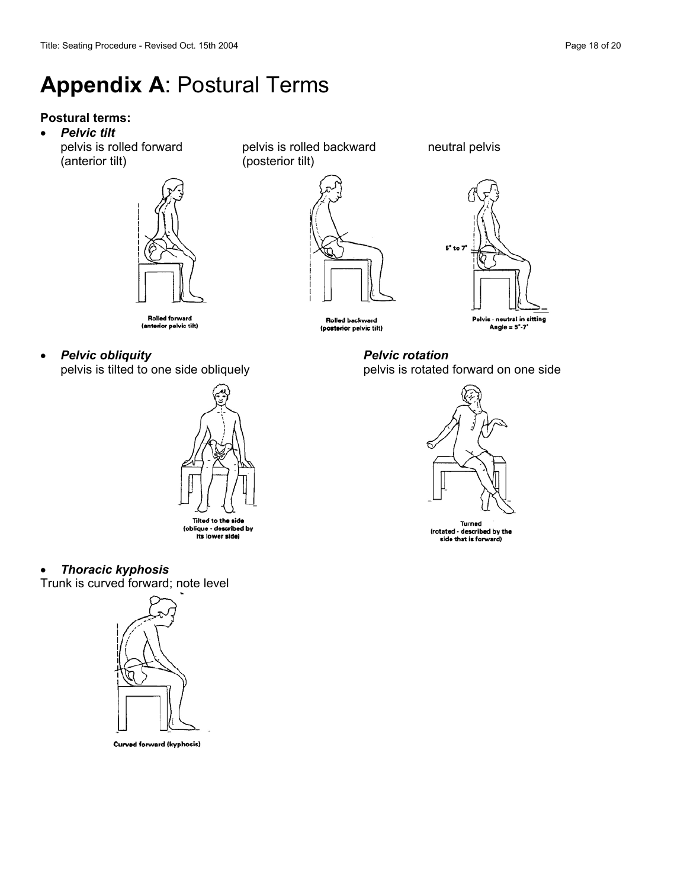# Appendix A: Postural Terms

**Postural terms:**

- ***Pelvic tilt***

  pelvis is rolled forward (anterior tilt)

  pelvis is rolled backward (posterior tilt)

  neutral pelvis

  Rolled forward (anterior pelvic tilt)

  Rolled backward (posterior pelvic tilt)

  5° to 7°

  Pelvis - neutral in sitting Angle = 5°-7°

- ***Pelvic obliquity***

  pelvis is tilted to one side obliquely

  Tilted to the side (oblique - described by its lower side)

  ***Pelvic rotation***

  pelvis is rotated forward on one side

  Turned (rotated - described by the side that is forward)

- ***Thoracic kyphosis***

Trunk is curved forward; note level

Curved forward (kyphosis)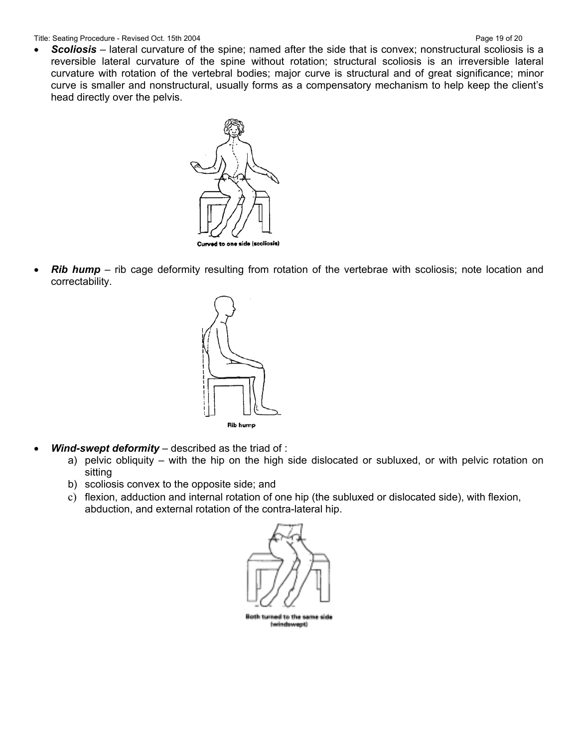- ***Scoliosis*** – lateral curvature of the spine; named after the side that is convex; nonstructural scoliosis is a reversible lateral curvature of the spine without rotation; structural scoliosis is an irreversible lateral curvature with rotation of the vertebral bodies; major curve is structural and of great significance; minor curve is smaller and nonstructural, usually forms as a compensatory mechanism to help keep the client's head directly over the pelvis.

Curved to one side (scoliosis)

- ***Rib hump*** – rib cage deformity resulting from rotation of the vertebrae with scoliosis; note location and correctability.

Rib hump

- ***Wind-swept deformity*** – described as the triad of :
  a) pelvic obliquity – with the hip on the high side dislocated or subluxed, or with pelvic rotation on sitting
  b) scoliosis convex to the opposite side; and
  c) flexion, adduction and internal rotation of one hip (the subluxed or dislocated side), with flexion, abduction, and external rotation of the contra-lateral hip.

Both turned to the same side (windswept)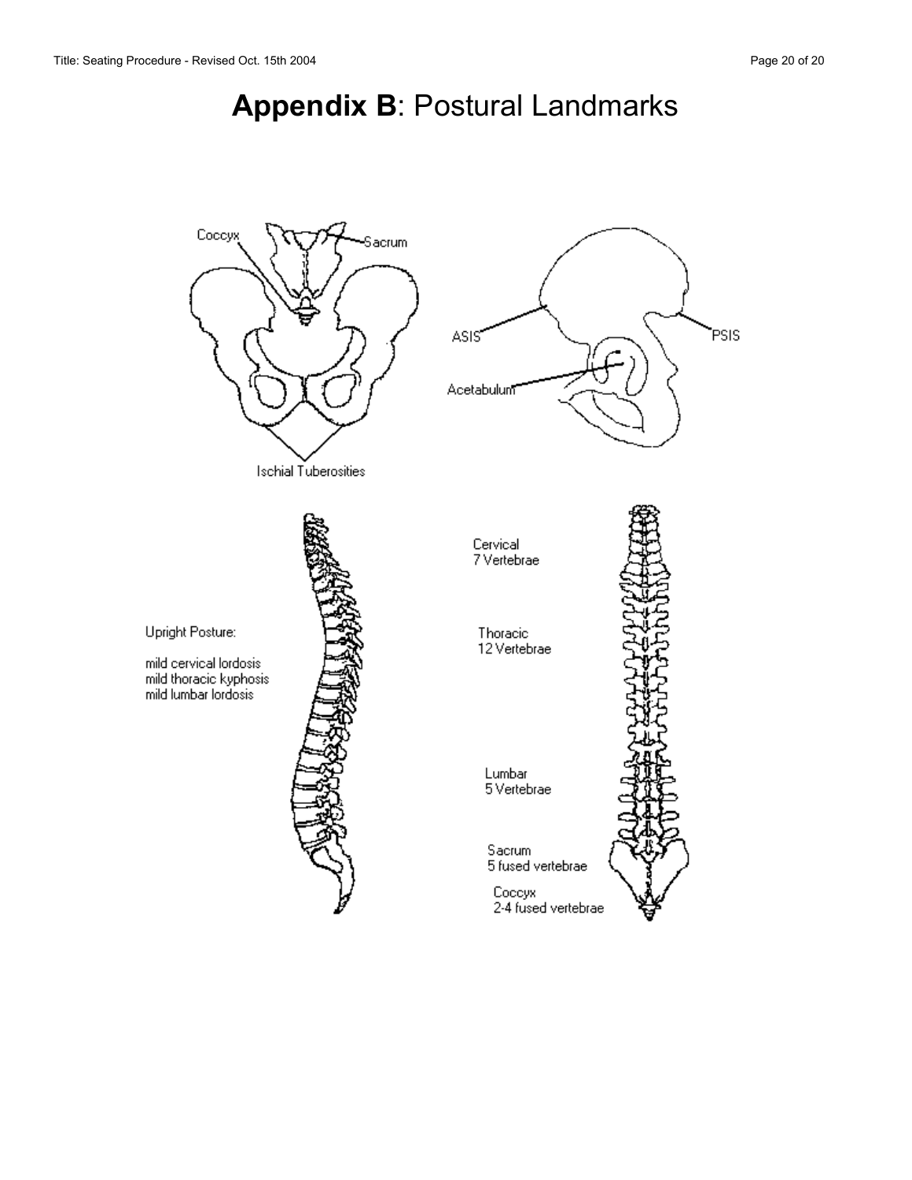# **Appendix B**: Postural Landmarks

Coccyx

Sacrum

Ischial Tuberosities

ASIS

PSIS

Acetabulum

Upright Posture:

mild cervical lordosis
mild thoracic kyphosis
mild lumbar lordosis

Cervical
7 Vertebrae

Thoracic
12 Vertebrae

Lumbar
5 Vertebrae

Sacrum
5 fused vertebrae

Coccyx
2-4 fused vertebrae